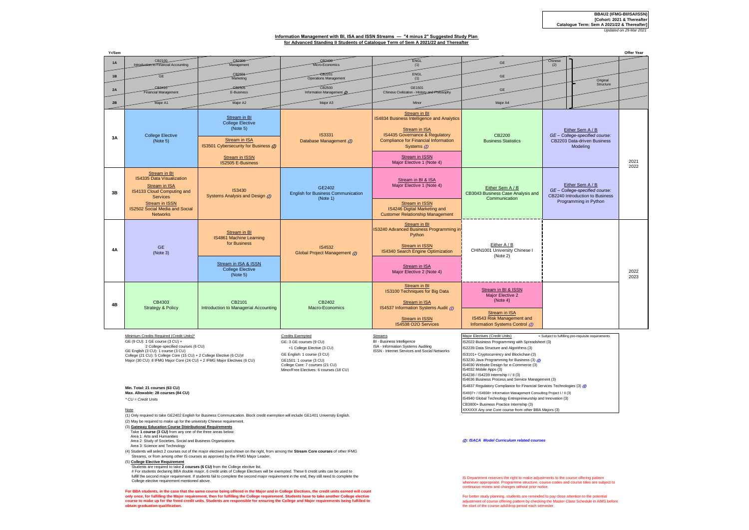**BBAU2 (IFMG-BI/ISA/ISSN)**
**[Cohort: 2021 & Thereafter**
**Catalogue Term: Sem A 2021/22 & Thereafter]**
*Updated on 29 Mar 2021*

## Information Management with BI, ISA and ISSN Streams — "4 minus 2" Suggested Study Plan for Advanced Standing II Students of Catalogue Term of Sem A 2021/22 and Thereafter

| Yr/Sem | | | | | | | Offer Year |
|---|---|---|---|---|---|---|---|
| 1A | ~~CB2100 Introduction to Financial Accounting~~ | ~~CB2300 Management~~ | ~~CB2400 Micro-Economics~~ | ~~ENGL (1)~~ | ~~GE~~ | ~~Chinese (2)~~ | |
| 1B | ~~GE~~ | ~~CB2601 Marketing~~ | ~~CB2201 Operations Management~~ | ~~ENGL (1)~~ | ~~GE~~ | Original Structure | |
| 2A | ~~CB3410 Financial Management~~ | ~~CB2505 E-Business~~ | ~~CB2500 Information Management (I)~~ | ~~GE1501 Chinese Civilization - History and Philosophy~~ | ~~GE~~ | | |
| 2B | ~~Major A1~~ | ~~Major A2~~ | ~~Major A3~~ | ~~Minor~~ | ~~Major A4~~ | | |
| 3A | College Elective (Note 5) | Stream in BI: College Elective (Note 5); Stream in ISA: IS3501 Cybersecurity for Business (I); Stream in ISSN: IS2505 E-Business | IS3331 Database Management (I) | Stream in BI: IS4834 Business Intelligence and Analytics; Stream in ISA: IS4435 Governance & Regulatory Compliance for Financial Information Systems (I); Stream in ISSN: Major Elective 1 (Note 4) | CB2200 Business Statistics | Either Sem A / B: GE – College-specified course: CB2203 Data-driven Business Modeling | 2021 2022 |
| 3B | Stream in BI: IS4335 Data Visualization; Stream in ISA: IS4133 Cloud Computing and Services; Stream in ISSN: IS2502 Social Media and Social Networks | IS3430 Systems Analysis and Design (I) | GE2402 English for Business Communication (Note 1) | Stream in BI & ISA: Major Elective 1 (Note 4); Stream in ISSN: IS4246 Digital Marketing and Customer Relationship Management | Either Sem A / B: CB3043 Business Case Analysis and Communication | Either Sem A / B: GE – College-specified course: CB2240 Introduction to Business Programming in Python | |
| 4A | GE (Note 3) | Stream in BI: IS4861 Machine Learning for Business; Stream in ISA & ISSN: College Elective (Note 5) | IS4532 Global Project Management (I) | Stream in BI: IS3240 Advanced Business Programming in Python; Stream in ISSN: IS4340 Search Engine Optimization; Stream in ISA: Major Elective 2 (Note 4) | Either A / B: CHIN1001 University Chinese I (Note 2) | | 2022 2023 |
| 4B | CB4303 Strategy & Policy | CB2101 Introduction to Managerial Accounting | CB2402 Macro-Economics | Stream in BI: IS3100 Techniques for Big Data; Stream in ISA: IS4537 Information Systems Audit (I); Stream in ISSN: IS4538 O2O Services | Stream in BI & ISSN: Major Elective 2 (Note 4); Stream in ISA: IS4543 Risk Management and Information Systems Control (I) | | |

**Minimum Credits Required (Credit Units)***

GE (9 CU): 1 GE course (3 CU) + 2 College-specified courses (6 CU)
GE English (3 CU): 1 course (3 CU)
College (21 CU): 5 College Core (15 CU) + 2 College Elective (6 CU)#
Major (30 CU): 8 IFMG Major Core (24 CU) + 2 IFMG Major Electives (6 CU)

**Min. Total: 21 courses (63 CU)**
**Max. Allowable: 28 courses (84 CU)**
*\* CU = Credit Units*

**Credits Exempted**

GE: 3 GE courses (9 CU) +1 College Elective (3 CU)
GE English: 1 course (3 CU)
GE1501: 1 course (3 CU)
College Core: 7 courses (21 CU)
Minor/Free Electives: 6 courses (18 CU)

**Streams**

BI - Business Intelligence
ISA - Information Systems Auditing
ISSN - Internet Services and Social Networks

**Major Electives (Credit Units)** + Subject to fulfilling pre-requisite requirements

IS2022 Business Programming with Spreadsheet (3)
IS2239 Data Structure and Algorithms (3)
IS3101+ Cryptocurrency and Blockchain (3)
IS3230 Java Programming for Business (3) (I)
IS4030 Website Design for e-Commerce (3)
IS4032 Mobile Apps (3)
IS4238 / IS4239 Internship I / II (3)
IS4636 Business Process and Service Management (3)
IS4837 Regulatory Compliance for Financial Services Technologies (3) (I)
IS4937+ / IS4938+ Information Management Consulting Project I / II (3)
IS4940 Global Technology Entrepreneurship and Innovation (3)
CB3800+ Business Practice Internship (3)
XXXXXX Any one Core course from other BBA Majors (3)

*(I): ISACA Model Curriculum related courses*

**Note**

(1) Only required to take GE2402 English for Business Communication. Block credit exemption will include GE1401 University English.
(2) May be required to make up for the university Chinese requirement.
(3) **Gateway Education Course Distributional Requirements**
Take **1 course (3 CU)** from any one of the three areas below:
Area 1: Arts and Humanities
Area 2: Study of Societies, Social and Business Organizations
Area 3: Science and Technology
(4) Students will select 2 courses out of the major electives pool shown on the right, from among the **Stream Core courses** of other IFMG Streams, or from among other IS courses as approved by the IFMG Major Leader.
(5) **College Elective Requirement**
Students are required to take **2 courses (6 CU)** from the College elective list.
\# For students declaring BBA double major, 6 credit units of College Electives will be exempted. These 6 credit units can be used to fulfill the second major requirement. If students fail to complete the second major requirement in the end, they still need to complete the College elective requirement mentioned above.

**For BBA students, in the case that the same course being offered in the Major and in College Electives, the credit units earned will count only once, for fulfilling the Major requirement, then for fulfilling the College requirement. Students have to take another College elective course to make up for the freed credit units. Students are responsible for ensuring the College and Major requirements being fulfilled to obtain graduation qualification.**

IS Department reserves the right to make adjustments to the course offering pattern whenever appropriate. Programme structure, course codes and course titles are subject to continuous review and changes without prior notice.

For better study planning, students are reminded to pay close attention to the potential adjustment of course offering pattern by checking the Master Class Schedule in AIMS before the start of the course add/drop period each semester.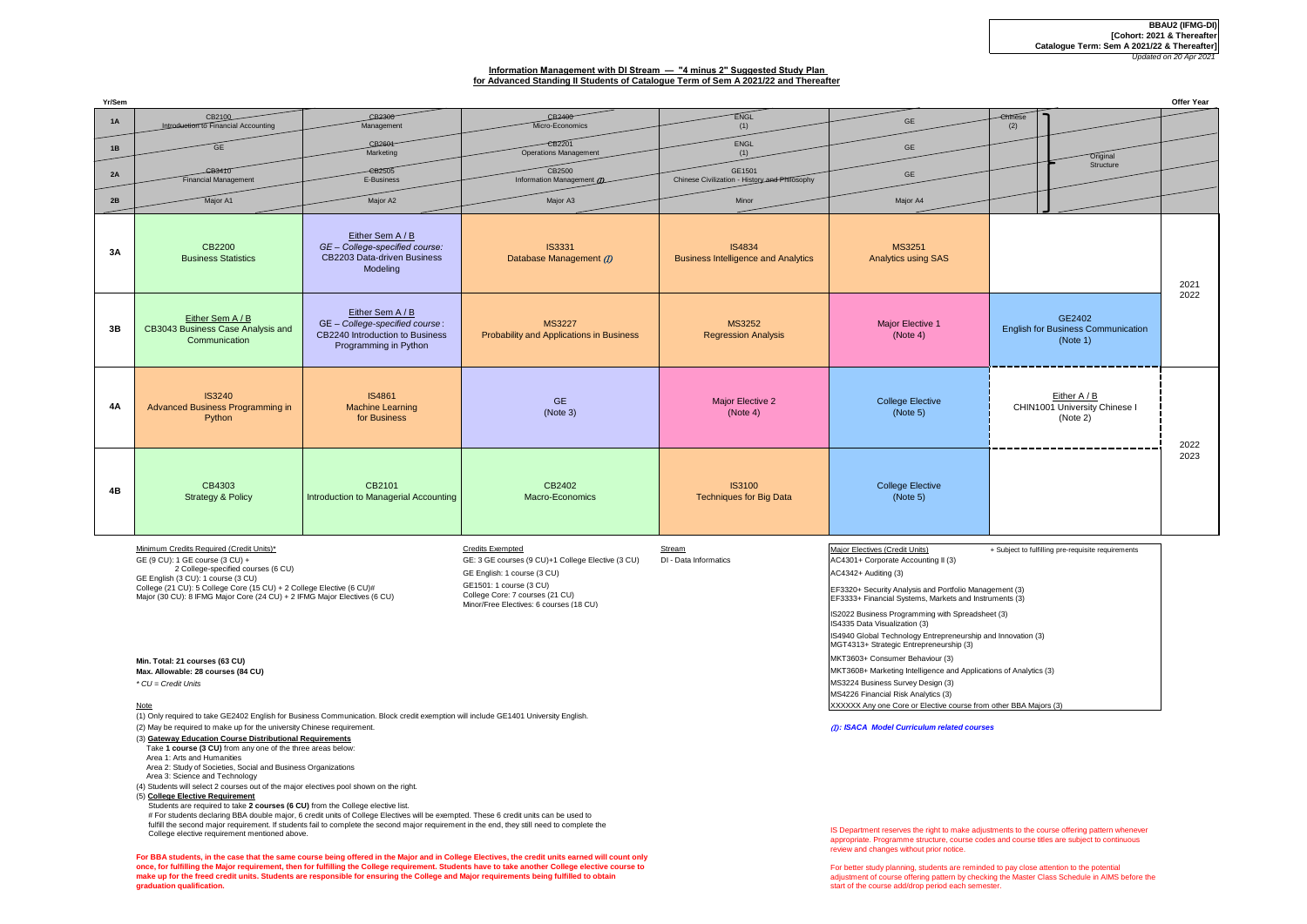**BBAU2 (IFMG-DI)**
**[Cohort: 2021 & Thereafter]**
**Catalogue Term: Sem A 2021/22 & Thereafter]**
*Updated on 20 Apr 2021*

## Information Management with DI Stream — "4 minus 2" Suggested Study Plan for Advanced Standing II Students of Catalogue Term of Sem A 2021/22 and Thereafter

| Yr/Sem | | | | | | | Offer Year |
|---|---|---|---|---|---|---|---|
| 1A | CB2100 Introduction to Financial Accounting | CB2300 Management | CB2400 Micro-Economics | ENGL (1) | GE | Chinese (2) | |
| 1B | GE | CB2601 Marketing | CB2201 Operations Management | ENGL (1) | GE | Original Structure | |
| 2A | CB3410 Financial Management | CB2505 E-Business | CB2500 Information Management (I) | GE1501 Chinese Civilization - History and Philosophy | GE | | |
| 2B | Major A1 | Major A2 | Major A3 | Minor | Major A4 | | |
| 3A | CB2200 Business Statistics | Either Sem A / B GE – College-specified course: CB2203 Data-driven Business Modeling | IS3331 Database Management (I) | IS4834 Business Intelligence and Analytics | MS3251 Analytics using SAS | | 2021 2022 |
| 3B | Either Sem A / B CB3043 Business Case Analysis and Communication | Either Sem A / B GE – College-specified course: CB2240 Introduction to Business Programming in Python | MS3227 Probability and Applications in Business | MS3252 Regression Analysis | Major Elective 1 (Note 4) | GE2402 English for Business Communication (Note 1) | |
| 4A | IS3240 Advanced Business Programming in Python | IS4861 Machine Learning for Business | GE (Note 3) | Major Elective 2 (Note 4) | College Elective (Note 5) | Either A / B CHIN1001 University Chinese I (Note 2) | 2022 2023 |
| 4B | CB4303 Strategy & Policy | CB2101 Introduction to Managerial Accounting | CB2402 Macro-Economics | IS3100 Techniques for Big Data | College Elective (Note 5) | | |

Minimum Credits Required (Credit Units)*

GE (9 CU): 1 GE course (3 CU) + 2 College-specified courses (6 CU)
GE English (3 CU): 1 course (3 CU)
College (21 CU): 5 College Core (15 CU) + 2 College Elective (6 CU)#
Major (30 CU): 8 IFMG Major Core (24 CU) + 2 IFMG Major Electives (6 CU)

**Min. Total: 21 courses (63 CU)**
**Max. Allowable: 28 courses (84 CU)**
*\* CU = Credit Units*

Credits Exempted

GE: 3 GE courses (9 CU)+1 College Elective (3 CU)
GE English: 1 course (3 CU)
GE1501: 1 course (3 CU)
College Core: 7 courses (21 CU)
Minor/Free Electives: 6 courses (18 CU)

Stream

DI - Data Informatics

Major Electives (Credit Units) + Subject to fulfilling pre-requisite requirements

AC4301+ Corporate Accounting II (3)
AC4342+ Auditing (3)
EF3320+ Security Analysis and Portfolio Management (3)
EF3333+ Financial Systems, Markets and Instruments (3)
IS2022 Business Programming with Spreadsheet (3)
IS4335 Data Visualization (3)
IS4940 Global Technology Entrepreneurship and Innovation (3)
MGT4313+ Strategic Entrepreneurship (3)
MKT3603+ Consumer Behaviour (3)
MKT3608+ Marketing Intelligence and Applications of Analytics (3)
MS3224 Business Survey Design (3)
MS4226 Financial Risk Analytics (3)
XXXXXX Any one Core or Elective course from other BBA Majors (3)

***(I): ISACA Model Curriculum related courses***

Note

(1) Only required to take GE2402 English for Business Communication. Block credit exemption will include GE1401 University English.
(2) May be required to make up for the university Chinese requirement.
(3) **Gateway Education Course Distributional Requirements**
Take **1 course (3 CU)** from any one of the three areas below:
Area 1: Arts and Humanities
Area 2: Study of Societies, Social and Business Organizations
Area 3: Science and Technology
(4) Students will select 2 courses out of the major electives pool shown on the right.
(5) **College Elective Requirement**
Students are required to take **2 courses (6 CU)** from the College elective list.
# For students declaring BBA double major, 6 credit units of College Electives will be exempted. These 6 credit units can be used to fulfill the second major requirement. If students fail to complete the second major requirement in the end, they still need to complete the College elective requirement mentioned above.

**For BBA students, in the case that the same course being offered in the Major and in College Electives, the credit units earned will count only once, for fulfilling the Major requirement, then for fulfilling the College requirement. Students have to take another College elective course to make up for the freed credit units. Students are responsible for ensuring the College and Major requirements being fulfilled to obtain graduation qualification.**

IS Department reserves the right to make adjustments to the course offering pattern whenever appropriate. Programme structure, course codes and course titles are subject to continuous review and changes without prior notice.

For better study planning, students are reminded to pay close attention to the potential adjustment of course offering pattern by checking the Master Class Schedule in AIMS before the start of the course add/drop period each semester.